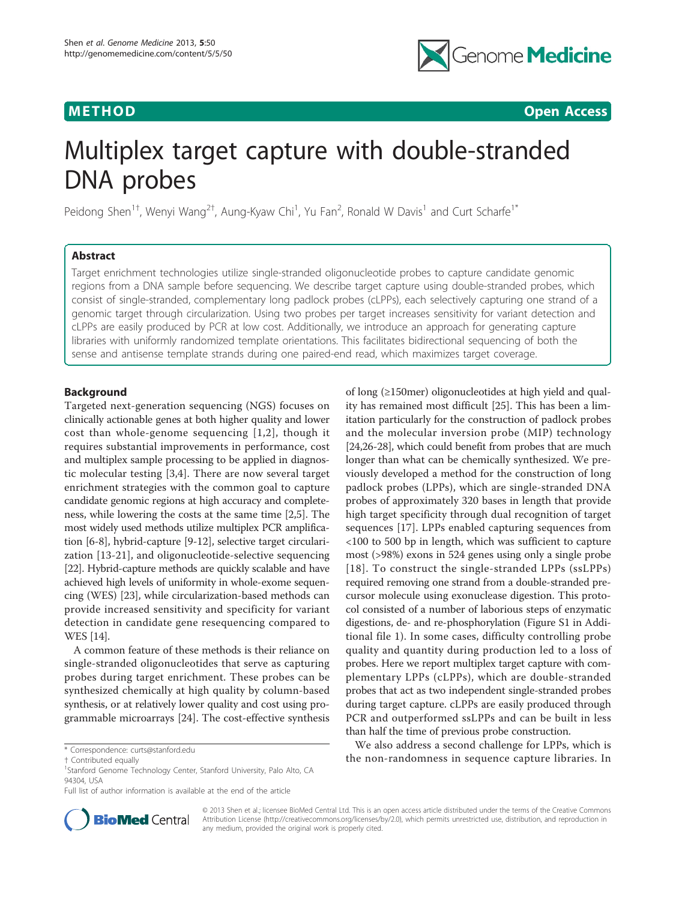METHOD Open Access

# Multiplex target capture with double-stranded DNA probes

Peidong Shen[1†], Wenyi Wang[2†], Aung-Kyaw Chi[1], Yu Fan[2], Ronald W Davis[1] and Curt Scharfe[1*]

## Abstract

Target enrichment technologies utilize single-stranded oligonucleotide probes to capture candidate genomic regions from a DNA sample before sequencing. We describe target capture using double-stranded probes, which consist of single-stranded, complementary long padlock probes (cLPPs), each selectively capturing one strand of a genomic target through circularization. Using two probes per target increases sensitivity for variant detection and cLPPs are easily produced by PCR at low cost. Additionally, we introduce an approach for generating capture libraries with uniformly randomized template orientations. This facilitates bidirectional sequencing of both the sense and antisense template strands during one paired-end read, which maximizes target coverage.

## Background

Targeted next-generation sequencing (NGS) focuses on clinically actionable genes at both higher quality and lower cost than whole-genome sequencing [1,2], though it requires substantial improvements in performance, cost and multiplex sample processing to be applied in diagnostic molecular testing [3,4]. There are now several target enrichment strategies with the common goal to capture candidate genomic regions at high accuracy and completeness, while lowering the costs at the same time [2,5]. The most widely used methods utilize multiplex PCR amplification [6-8], hybrid-capture [9-12], selective target circularization [13-21], and oligonucleotide-selective sequencing [22]. Hybrid-capture methods are quickly scalable and have achieved high levels of uniformity in whole-exome sequencing (WES) [23], while circularization-based methods can provide increased sensitivity and specificity for variant detection in candidate gene resequencing compared to WES [14].

A common feature of these methods is their reliance on single-stranded oligonucleotides that serve as capturing probes during target enrichment. These probes can be synthesized chemically at high quality by column-based synthesis, or at relatively lower quality and cost using programmable microarrays [24]. The cost-effective synthesis of long (≥150mer) oligonucleotides at high yield and quality has remained most difficult [25]. This has been a limitation particularly for the construction of padlock probes and the molecular inversion probe (MIP) technology [24,26-28], which could benefit from probes that are much longer than what can be chemically synthesized. We previously developed a method for the construction of long padlock probes (LPPs), which are single-stranded DNA probes of approximately 320 bases in length that provide high target specificity through dual recognition of target sequences [17]. LPPs enabled capturing sequences from <100 to 500 bp in length, which was sufficient to capture most (>98%) exons in 524 genes using only a single probe [18]. To construct the single-stranded LPPs (ssLPPs) required removing one strand from a double-stranded precursor molecule using exonuclease digestion. This protocol consisted of a number of laborious steps of enzymatic digestions, de- and re-phosphorylation (Figure S1 in Additional file 1). In some cases, difficulty controlling probe quality and quantity during production led to a loss of probes. Here we report multiplex target capture with complementary LPPs (cLPPs), which are double-stranded probes that act as two independent single-stranded probes during target capture. cLPPs are easily produced through PCR and outperformed ssLPPs and can be built in less than half the time of previous probe construction.

We also address a second challenge for LPPs, which is the non-randomness in sequence capture libraries. In

\* Correspondence: curts@stanford.edu
† Contributed equally
[1]Stanford Genome Technology Center, Stanford University, Palo Alto, CA 94304, USA
Full list of author information is available at the end of the article

© 2013 Shen et al.; licensee BioMed Central Ltd. This is an open access article distributed under the terms of the Creative Commons Attribution License (http://creativecommons.org/licenses/by/2.0), which permits unrestricted use, distribution, and reproduction in any medium, provided the original work is properly cited.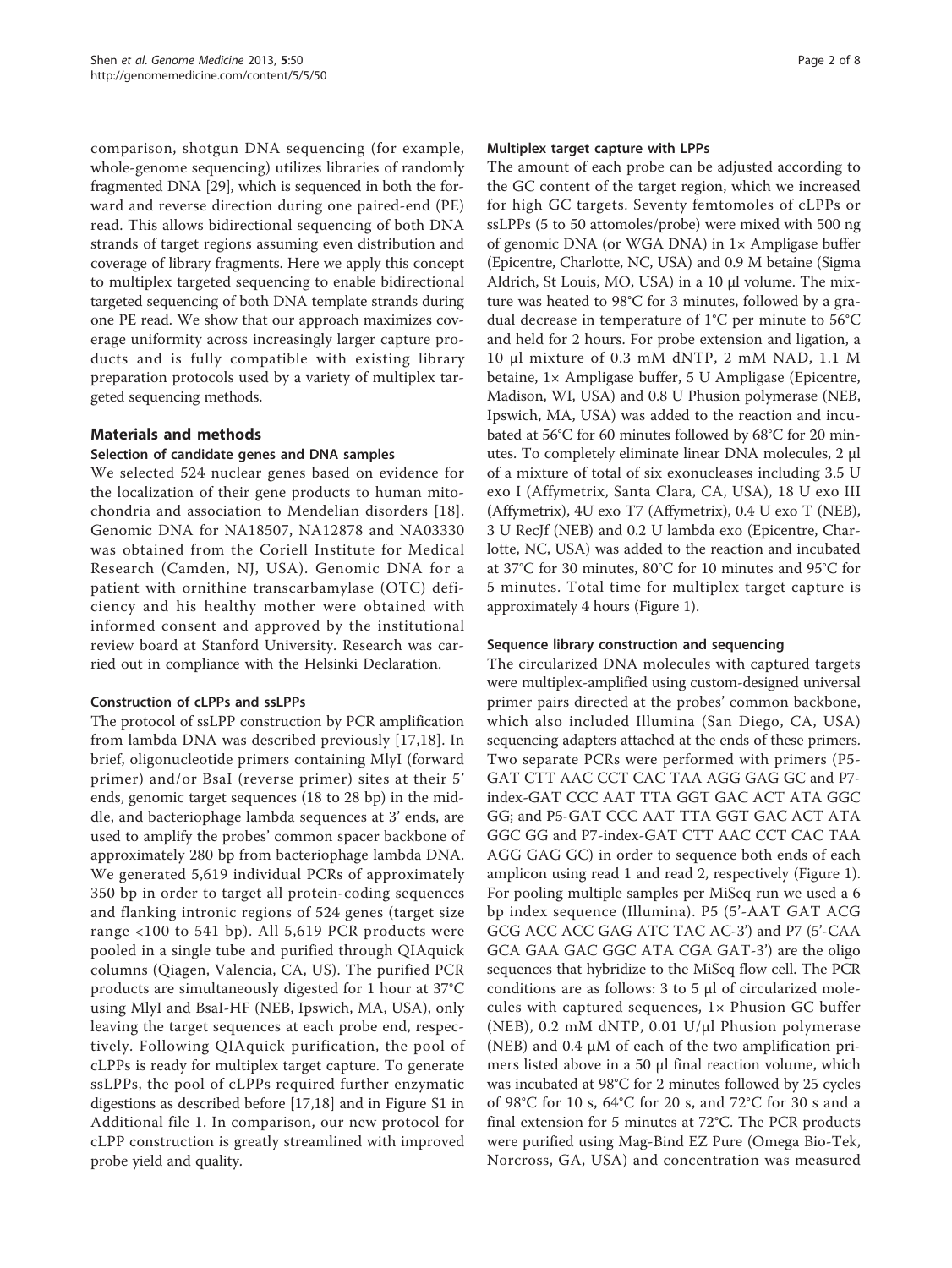comparison, shotgun DNA sequencing (for example, whole-genome sequencing) utilizes libraries of randomly fragmented DNA [29], which is sequenced in both the forward and reverse direction during one paired-end (PE) read. This allows bidirectional sequencing of both DNA strands of target regions assuming even distribution and coverage of library fragments. Here we apply this concept to multiplex targeted sequencing to enable bidirectional targeted sequencing of both DNA template strands during one PE read. We show that our approach maximizes coverage uniformity across increasingly larger capture products and is fully compatible with existing library preparation protocols used by a variety of multiplex targeted sequencing methods.

## Materials and methods

### Selection of candidate genes and DNA samples

We selected 524 nuclear genes based on evidence for the localization of their gene products to human mitochondria and association to Mendelian disorders [18]. Genomic DNA for NA18507, NA12878 and NA03330 was obtained from the Coriell Institute for Medical Research (Camden, NJ, USA). Genomic DNA for a patient with ornithine transcarbamylase (OTC) deficiency and his healthy mother were obtained with informed consent and approved by the institutional review board at Stanford University. Research was carried out in compliance with the Helsinki Declaration.

### Construction of cLPPs and ssLPPs

The protocol of ssLPP construction by PCR amplification from lambda DNA was described previously [17,18]. In brief, oligonucleotide primers containing MlyI (forward primer) and/or BsaI (reverse primer) sites at their 5' ends, genomic target sequences (18 to 28 bp) in the middle, and bacteriophage lambda sequences at 3' ends, are used to amplify the probes' common spacer backbone of approximately 280 bp from bacteriophage lambda DNA. We generated 5,619 individual PCRs of approximately 350 bp in order to target all protein-coding sequences and flanking intronic regions of 524 genes (target size range <100 to 541 bp). All 5,619 PCR products were pooled in a single tube and purified through QIAquick columns (Qiagen, Valencia, CA, US). The purified PCR products are simultaneously digested for 1 hour at 37°C using MlyI and BsaI-HF (NEB, Ipswich, MA, USA), only leaving the target sequences at each probe end, respectively. Following QIAquick purification, the pool of cLPPs is ready for multiplex target capture. To generate ssLPPs, the pool of cLPPs required further enzymatic digestions as described before [17,18] and in Figure S1 in Additional file 1. In comparison, our new protocol for cLPP construction is greatly streamlined with improved probe yield and quality.

### Multiplex target capture with LPPs

The amount of each probe can be adjusted according to the GC content of the target region, which we increased for high GC targets. Seventy femtomoles of cLPPs or ssLPPs (5 to 50 attomoles/probe) were mixed with 500 ng of genomic DNA (or WGA DNA) in 1× Ampligase buffer (Epicentre, Charlotte, NC, USA) and 0.9 M betaine (Sigma Aldrich, St Louis, MO, USA) in a 10 μl volume. The mixture was heated to 98°C for 3 minutes, followed by a gradual decrease in temperature of 1°C per minute to 56°C and held for 2 hours. For probe extension and ligation, a 10 μl mixture of 0.3 mM dNTP, 2 mM NAD, 1.1 M betaine, 1× Ampligase buffer, 5 U Ampligase (Epicentre, Madison, WI, USA) and 0.8 U Phusion polymerase (NEB, Ipswich, MA, USA) was added to the reaction and incubated at 56°C for 60 minutes followed by 68°C for 20 minutes. To completely eliminate linear DNA molecules, 2 μl of a mixture of total of six exonucleases including 3.5 U exo I (Affymetrix, Santa Clara, CA, USA), 18 U exo III (Affymetrix), 4U exo T7 (Affymetrix), 0.4 U exo T (NEB), 3 U RecJf (NEB) and 0.2 U lambda exo (Epicentre, Charlotte, NC, USA) was added to the reaction and incubated at 37°C for 30 minutes, 80°C for 10 minutes and 95°C for 5 minutes. Total time for multiplex target capture is approximately 4 hours (Figure 1).

### Sequence library construction and sequencing

The circularized DNA molecules with captured targets were multiplex-amplified using custom-designed universal primer pairs directed at the probes' common backbone, which also included Illumina (San Diego, CA, USA) sequencing adapters attached at the ends of these primers. Two separate PCRs were performed with primers (P5-GAT CTT AAC CCT CAC TAA AGG GAG GC and P7-index-GAT CCC AAT TTA GGT GAC ACT ATA GGC GG; and P5-GAT CCC AAT TTA GGT GAC ACT ATA GGC GG and P7-index-GAT CTT AAC CCT CAC TAA AGG GAG GC) in order to sequence both ends of each amplicon using read 1 and read 2, respectively (Figure 1). For pooling multiple samples per MiSeq run we used a 6 bp index sequence (Illumina). P5 (5'-AAT GAT ACG GCG ACC ACC GAG ATC TAC AC-3') and P7 (5'-CAA GCA GAA GAC GGC ATA CGA GAT-3') are the oligo sequences that hybridize to the MiSeq flow cell. The PCR conditions are as follows: 3 to 5 μl of circularized molecules with captured sequences, 1× Phusion GC buffer (NEB), 0.2 mM dNTP, 0.01 U/μl Phusion polymerase (NEB) and 0.4 μM of each of the two amplification primers listed above in a 50 μl final reaction volume, which was incubated at 98°C for 2 minutes followed by 25 cycles of 98°C for 10 s, 64°C for 20 s, and 72°C for 30 s and a final extension for 5 minutes at 72°C. The PCR products were purified using Mag-Bind EZ Pure (Omega Bio-Tek, Norcross, GA, USA) and concentration was measured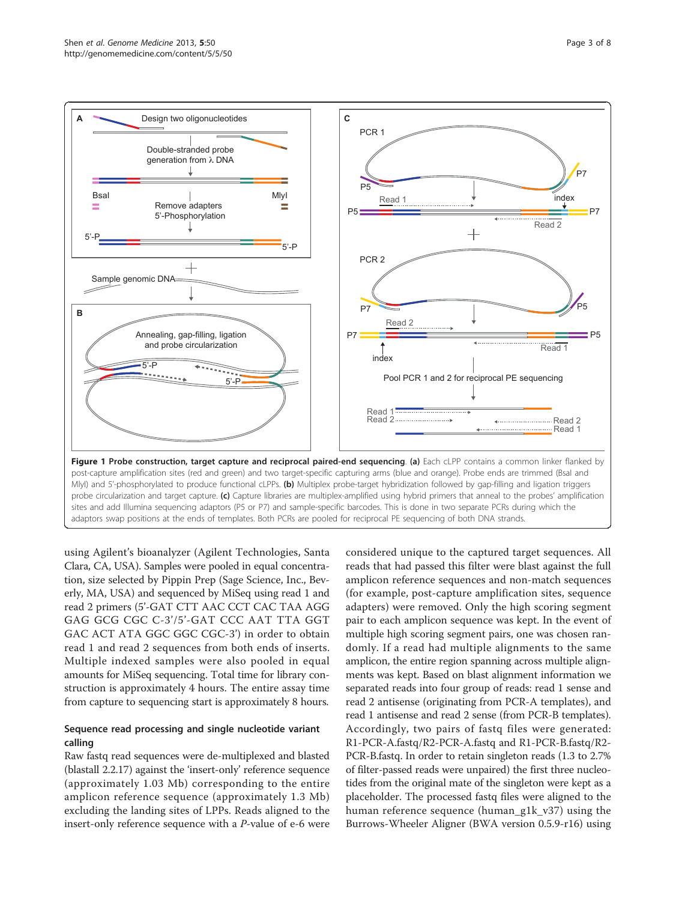**Figure 1 Probe construction, target capture and reciprocal paired-end sequencing. (a)** Each cLPP contains a common linker flanked by post-capture amplification sites (red and green) and two target-specific capturing arms (blue and orange). Probe ends are trimmed (BsaI and MlyI) and 5'-phosphorylated to produce functional cLPPs. **(b)** Multiplex probe-target hybridization followed by gap-filling and ligation triggers probe circularization and target capture. **(c)** Capture libraries are multiplex-amplified using hybrid primers that anneal to the probes' amplification sites and add Illumina sequencing adaptors (P5 or P7) and sample-specific barcodes. This is done in two separate PCRs during which the adaptors swap positions at the ends of templates. Both PCRs are pooled for reciprocal PE sequencing of both DNA strands.

using Agilent's bioanalyzer (Agilent Technologies, Santa Clara, CA, USA). Samples were pooled in equal concentration, size selected by Pippin Prep (Sage Science, Inc., Beverly, MA, USA) and sequenced by MiSeq using read 1 and read 2 primers (5'-GAT CTT AAC CCT CAC TAA AGG GAG GCG CGC C-3'/5'-GAT CCC AAT TTA GGT GAC ACT ATA GGC GGC CGC-3') in order to obtain read 1 and read 2 sequences from both ends of inserts. Multiple indexed samples were also pooled in equal amounts for MiSeq sequencing. Total time for library construction is approximately 4 hours. The entire assay time from capture to sequencing start is approximately 8 hours.

### Sequence read processing and single nucleotide variant calling

Raw fastq read sequences were de-multiplexed and blasted (blastall 2.2.17) against the 'insert-only' reference sequence (approximately 1.03 Mb) corresponding to the entire amplicon reference sequence (approximately 1.3 Mb) excluding the landing sites of LPPs. Reads aligned to the insert-only reference sequence with a *P*-value of e-6 were considered unique to the captured target sequences. All reads that had passed this filter were blast against the full amplicon reference sequences and non-match sequences (for example, post-capture amplification sites, sequence adapters) were removed. Only the high scoring segment pair to each amplicon sequence was kept. In the event of multiple high scoring segment pairs, one was chosen randomly. If a read had multiple alignments to the same amplicon, the entire region spanning across multiple alignments was kept. Based on blast alignment information we separated reads into four group of reads: read 1 sense and read 2 antisense (originating from PCR-A templates), and read 1 antisense and read 2 sense (from PCR-B templates). Accordingly, two pairs of fastq files were generated: R1-PCR-A.fastq/R2-PCR-A.fastq and R1-PCR-B.fastq/R2-PCR-B.fastq. In order to retain singleton reads (1.3 to 2.7% of filter-passed reads were unpaired) the first three nucleotides from the original mate of the singleton were kept as a placeholder. The processed fastq files were aligned to the human reference sequence (human_g1k_v37) using the Burrows-Wheeler Aligner (BWA version 0.5.9-r16) using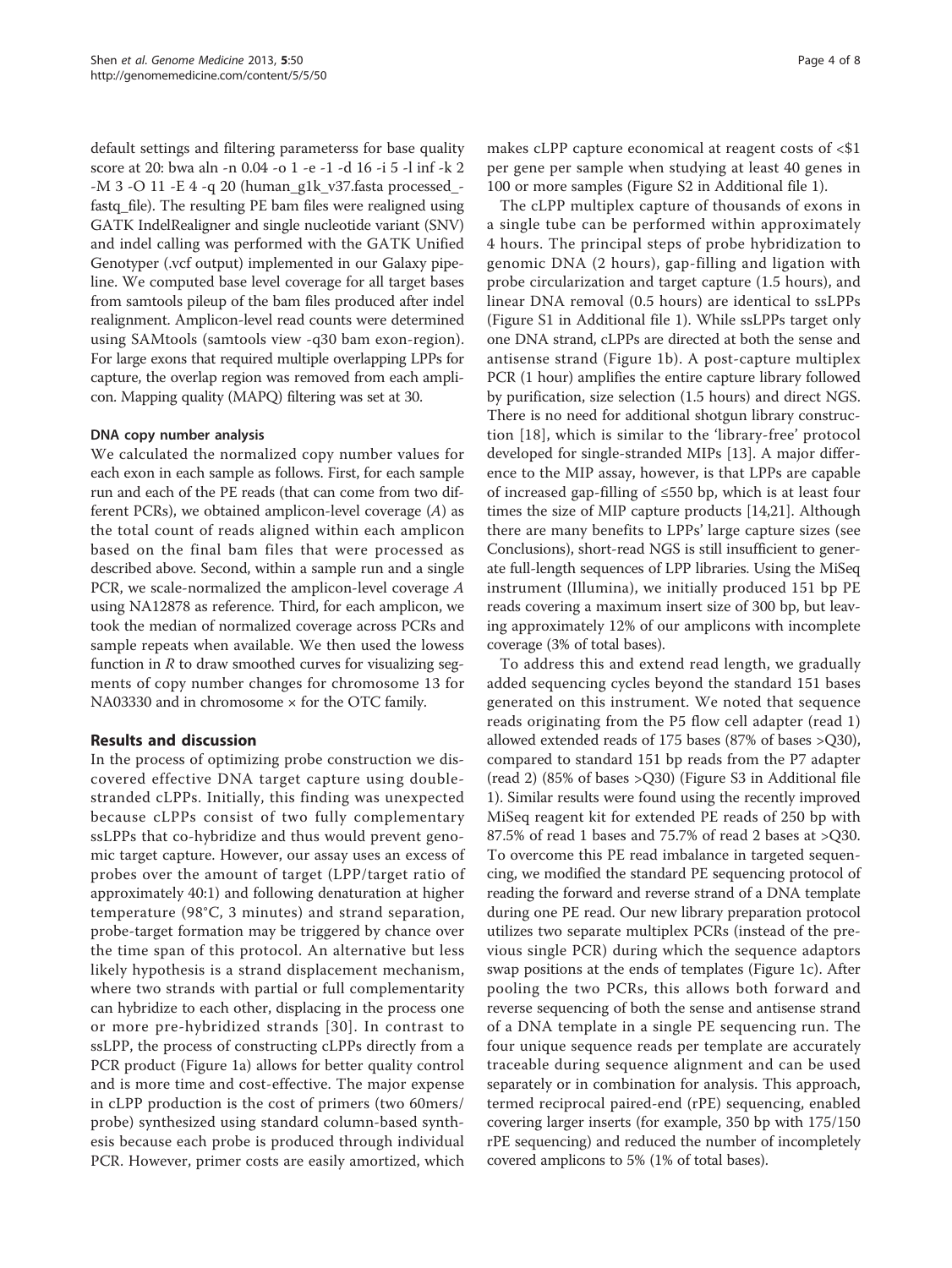default settings and filtering parameterss for base quality score at 20: bwa aln -n 0.04 -o 1 -e -1 -d 16 -i 5 -l inf -k 2 -M 3 -O 11 -E 4 -q 20 (human_g1k_v37.fasta processed_-fastq_file). The resulting PE bam files were realigned using GATK IndelRealigner and single nucleotide variant (SNV) and indel calling was performed with the GATK Unified Genotyper (.vcf output) implemented in our Galaxy pipeline. We computed base level coverage for all target bases from samtools pileup of the bam files produced after indel realignment. Amplicon-level read counts were determined using SAMtools (samtools view -q30 bam exon-region). For large exons that required multiple overlapping LPPs for capture, the overlap region was removed from each amplicon. Mapping quality (MAPQ) filtering was set at 30.

### DNA copy number analysis

We calculated the normalized copy number values for each exon in each sample as follows. First, for each sample run and each of the PE reads (that can come from two different PCRs), we obtained amplicon-level coverage ($A$) as the total count of reads aligned within each amplicon based on the final bam files that were processed as described above. Second, within a sample run and a single PCR, we scale-normalized the amplicon-level coverage $A$ using NA12878 as reference. Third, for each amplicon, we took the median of normalized coverage across PCRs and sample repeats when available. We then used the lowess function in *R* to draw smoothed curves for visualizing segments of copy number changes for chromosome 13 for NA03330 and in chromosome × for the OTC family.

## Results and discussion

In the process of optimizing probe construction we discovered effective DNA target capture using double-stranded cLPPs. Initially, this finding was unexpected because cLPPs consist of two fully complementary ssLPPs that co-hybridize and thus would prevent genomic target capture. However, our assay uses an excess of probes over the amount of target (LPP/target ratio of approximately 40:1) and following denaturation at higher temperature (98°C, 3 minutes) and strand separation, probe-target formation may be triggered by chance over the time span of this protocol. An alternative but less likely hypothesis is a strand displacement mechanism, where two strands with partial or full complementarity can hybridize to each other, displacing in the process one or more pre-hybridized strands [30]. In contrast to ssLPP, the process of constructing cLPPs directly from a PCR product (Figure 1a) allows for better quality control and is more time and cost-effective. The major expense in cLPP production is the cost of primers (two 60mers/probe) synthesized using standard column-based synthesis because each probe is produced through individual PCR. However, primer costs are easily amortized, which makes cLPP capture economical at reagent costs of <$1 per gene per sample when studying at least 40 genes in 100 or more samples (Figure S2 in Additional file 1).

The cLPP multiplex capture of thousands of exons in a single tube can be performed within approximately 4 hours. The principal steps of probe hybridization to genomic DNA (2 hours), gap-filling and ligation with probe circularization and target capture (1.5 hours), and linear DNA removal (0.5 hours) are identical to ssLPPs (Figure S1 in Additional file 1). While ssLPPs target only one DNA strand, cLPPs are directed at both the sense and antisense strand (Figure 1b). A post-capture multiplex PCR (1 hour) amplifies the entire capture library followed by purification, size selection (1.5 hours) and direct NGS. There is no need for additional shotgun library construction [18], which is similar to the 'library-free' protocol developed for single-stranded MIPs [13]. A major difference to the MIP assay, however, is that LPPs are capable of increased gap-filling of ≤550 bp, which is at least four times the size of MIP capture products [14,21]. Although there are many benefits to LPPs' large capture sizes (see Conclusions), short-read NGS is still insufficient to generate full-length sequences of LPP libraries. Using the MiSeq instrument (Illumina), we initially produced 151 bp PE reads covering a maximum insert size of 300 bp, but leaving approximately 12% of our amplicons with incomplete coverage (3% of total bases).

To address this and extend read length, we gradually added sequencing cycles beyond the standard 151 bases generated on this instrument. We noted that sequence reads originating from the P5 flow cell adapter (read 1) allowed extended reads of 175 bases (87% of bases >Q30), compared to standard 151 bp reads from the P7 adapter (read 2) (85% of bases >Q30) (Figure S3 in Additional file 1). Similar results were found using the recently improved MiSeq reagent kit for extended PE reads of 250 bp with 87.5% of read 1 bases and 75.7% of read 2 bases at >Q30. To overcome this PE read imbalance in targeted sequencing, we modified the standard PE sequencing protocol of reading the forward and reverse strand of a DNA template during one PE read. Our new library preparation protocol utilizes two separate multiplex PCRs (instead of the previous single PCR) during which the sequence adaptors swap positions at the ends of templates (Figure 1c). After pooling the two PCRs, this allows both forward and reverse sequencing of both the sense and antisense strand of a DNA template in a single PE sequencing run. The four unique sequence reads per template are accurately traceable during sequence alignment and can be used separately or in combination for analysis. This approach, termed reciprocal paired-end (rPE) sequencing, enabled covering larger inserts (for example, 350 bp with 175/150 rPE sequencing) and reduced the number of incompletely covered amplicons to 5% (1% of total bases).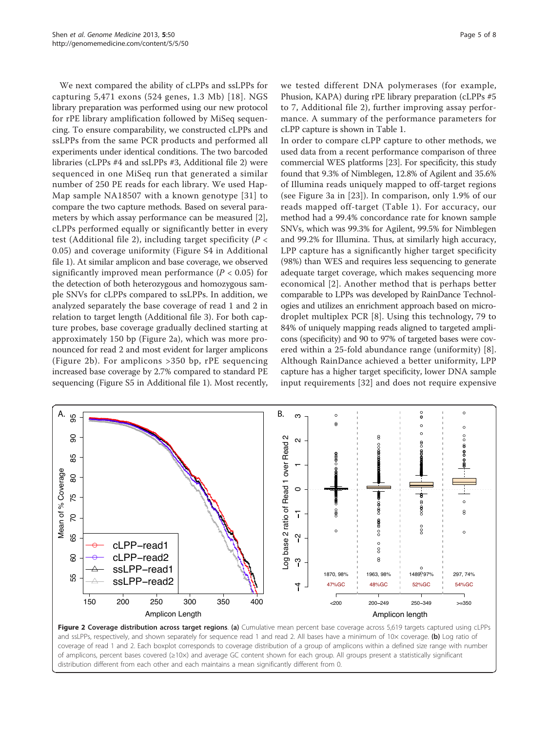We next compared the ability of cLPPs and ssLPPs for capturing 5,471 exons (524 genes, 1.3 Mb) [18]. NGS library preparation was performed using our new protocol for rPE library amplification followed by MiSeq sequencing. To ensure comparability, we constructed cLPPs and ssLPPs from the same PCR products and performed all experiments under identical conditions. The two barcoded libraries (cLPPs #4 and ssLPPs #3, Additional file 2) were sequenced in one MiSeq run that generated a similar number of 250 PE reads for each library. We used HapMap sample NA18507 with a known genotype [31] to compare the two capture methods. Based on several parameters by which assay performance can be measured [2], cLPPs performed equally or significantly better in every test (Additional file 2), including target specificity ($P < 0.05$) and coverage uniformity (Figure S4 in Additional file 1). At similar amplicon and base coverage, we observed significantly improved mean performance ($P < 0.05$) for the detection of both heterozygous and homozygous sample SNVs for cLPPs compared to ssLPPs. In addition, we analyzed separately the base coverage of read 1 and 2 in relation to target length (Additional file 3). For both capture probes, base coverage gradually declined starting at approximately 150 bp (Figure 2a), which was more pronounced for read 2 and most evident for larger amplicons (Figure 2b). For amplicons >350 bp, rPE sequencing increased base coverage by 2.7% compared to standard PE sequencing (Figure S5 in Additional file 1). Most recently, we tested different DNA polymerases (for example, Phusion, KAPA) during rPE library preparation (cLPPs #5 to 7, Additional file 2), further improving assay performance. A summary of the performance parameters for cLPP capture is shown in Table 1.

In order to compare cLPP capture to other methods, we used data from a recent performance comparison of three commercial WES platforms [23]. For specificity, this study found that 9.3% of Nimblegen, 12.8% of Agilent and 35.6% of Illumina reads uniquely mapped to off-target regions (see Figure 3a in [23]). In comparison, only 1.9% of our reads mapped off-target (Table 1). For accuracy, our method had a 99.4% concordance rate for known sample SNVs, which was 99.3% for Agilent, 99.5% for Nimblegen and 99.2% for Illumina. Thus, at similarly high accuracy, LPP capture has a significantly higher target specificity (98%) than WES and requires less sequencing to generate adequate target coverage, which makes sequencing more economical [2]. Another method that is perhaps better comparable to LPPs was developed by RainDance Technologies and utilizes an enrichment approach based on microdroplet multiplex PCR [8]. Using this technology, 79 to 84% of uniquely mapping reads aligned to targeted amplicons (specificity) and 90 to 97% of targeted bases were covered within a 25-fold abundance range (uniformity) [8]. Although RainDance achieved a better uniformity, LPP capture has a higher target specificity, lower DNA sample input requirements [32] and does not require expensive

**Figure 2 Coverage distribution across target regions. (a)** Cumulative mean percent base coverage across 5,619 targets captured using cLPPs and ssLPPs, respectively, and shown separately for sequence read 1 and read 2. All bases have a minimum of 10× coverage. **(b)** Log ratio of coverage of read 1 and 2. Each boxplot corresponds to coverage distribution of a group of amplicons within a defined size range with number of amplicons, percent bases covered (≥10×) and average GC content shown for each group. All groups present a statistically significant distribution different from each other and each maintains a mean significantly different from 0.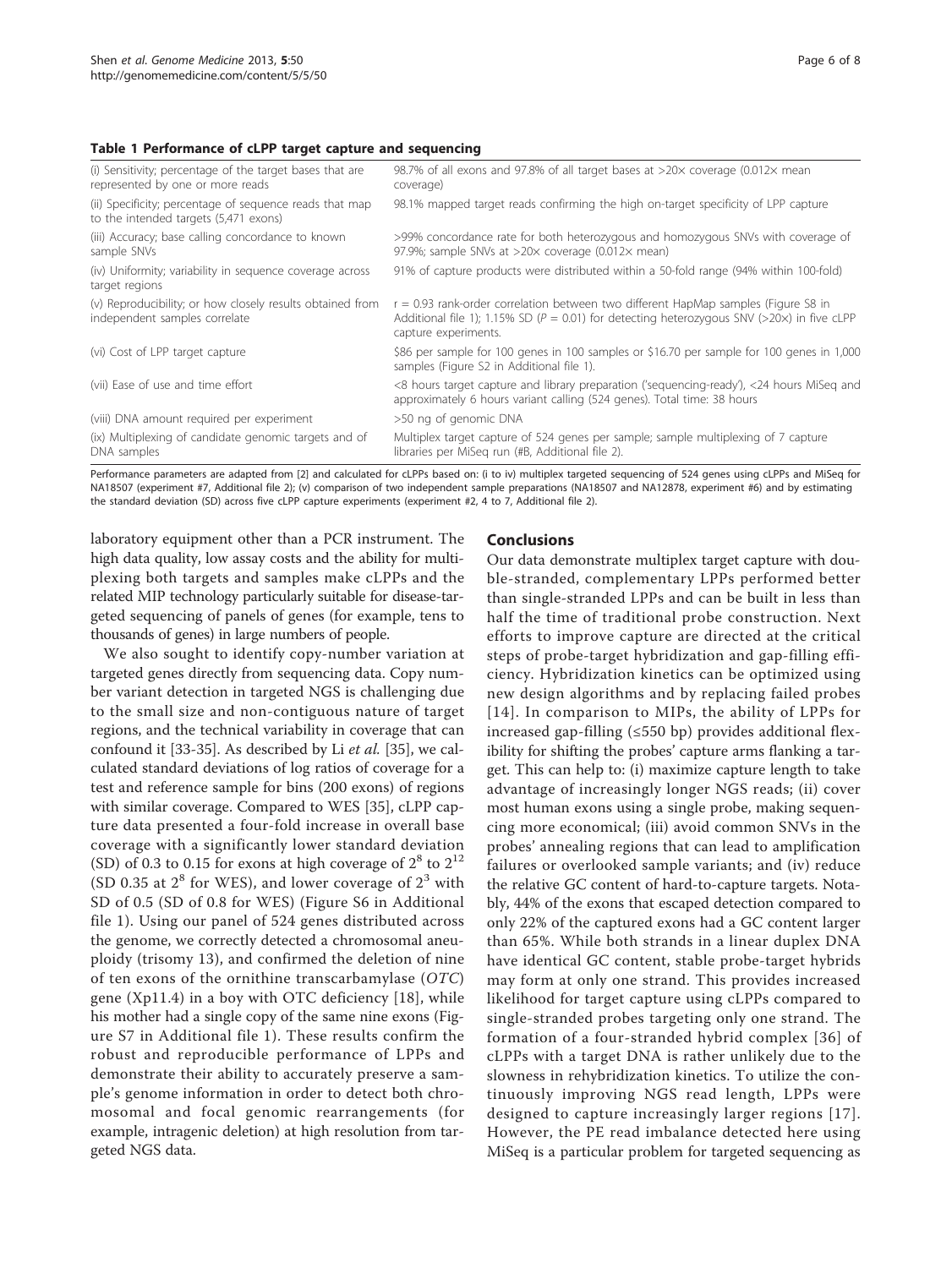**Table 1 Performance of cLPP target capture and sequencing**

| | |
|---|---|
| (i) Sensitivity; percentage of the target bases that are represented by one or more reads | 98.7% of all exons and 97.8% of all target bases at >20× coverage (0.012× mean coverage) |
| (ii) Specificity; percentage of sequence reads that map to the intended targets (5,471 exons) | 98.1% mapped target reads confirming the high on-target specificity of LPP capture |
| (iii) Accuracy; base calling concordance to known sample SNVs | >99% concordance rate for both heterozygous and homozygous SNVs with coverage of 97.9%; sample SNVs at >20× coverage (0.012× mean) |
| (iv) Uniformity; variability in sequence coverage across target regions | 91% of capture products were distributed within a 50-fold range (94% within 100-fold) |
| (v) Reproducibility; or how closely results obtained from independent samples correlate | r = 0.93 rank-order correlation between two different HapMap samples (Figure S8 in Additional file 1); 1.15% SD ($P$ = 0.01) for detecting heterozygous SNV (>20×) in five cLPP capture experiments. |
| (vi) Cost of LPP target capture | $86 per sample for 100 genes in 100 samples or $16.70 per sample for 100 genes in 1,000 samples (Figure S2 in Additional file 1). |
| (vii) Ease of use and time effort | <8 hours target capture and library preparation ('sequencing-ready'), <24 hours MiSeq and approximately 6 hours variant calling (524 genes). Total time: 38 hours |
| (viii) DNA amount required per experiment | >50 ng of genomic DNA |
| (ix) Multiplexing of candidate genomic targets and of DNA samples | Multiplex target capture of 524 genes per sample; sample multiplexing of 7 capture libraries per MiSeq run (#B, Additional file 2). |

Performance parameters are adapted from [2] and calculated for cLPPs based on: (i to iv) multiplex targeted sequencing of 524 genes using cLPPs and MiSeq for NA18507 (experiment #7, Additional file 2); (v) comparison of two independent sample preparations (NA18507 and NA12878, experiment #6) and by estimating the standard deviation (SD) across five cLPP capture experiments (experiment #2, 4 to 7, Additional file 2).

laboratory equipment other than a PCR instrument. The high data quality, low assay costs and the ability for multiplexing both targets and samples make cLPPs and the related MIP technology particularly suitable for disease-targeted sequencing of panels of genes (for example, tens to thousands of genes) in large numbers of people.

We also sought to identify copy-number variation at targeted genes directly from sequencing data. Copy number variant detection in targeted NGS is challenging due to the small size and non-contiguous nature of target regions, and the technical variability in coverage that can confound it [33-35]. As described by Li *et al.* [35], we calculated standard deviations of log ratios of coverage for a test and reference sample for bins (200 exons) of regions with similar coverage. Compared to WES [35], cLPP capture data presented a four-fold increase in overall base coverage with a significantly lower standard deviation (SD) of 0.3 to 0.15 for exons at high coverage of $2^8$ to $2^{12}$ (SD 0.35 at $2^8$ for WES), and lower coverage of $2^3$ with SD of 0.5 (SD of 0.8 for WES) (Figure S6 in Additional file 1). Using our panel of 524 genes distributed across the genome, we correctly detected a chromosomal aneuploidy (trisomy 13), and confirmed the deletion of nine of ten exons of the ornithine transcarbamylase (*OTC*) gene (Xp11.4) in a boy with OTC deficiency [18], while his mother had a single copy of the same nine exons (Figure S7 in Additional file 1). These results confirm the robust and reproducible performance of LPPs and demonstrate their ability to accurately preserve a sample's genome information in order to detect both chromosomal and focal genomic rearrangements (for example, intragenic deletion) at high resolution from targeted NGS data.

## Conclusions

Our data demonstrate multiplex target capture with double-stranded, complementary LPPs performed better than single-stranded LPPs and can be built in less than half the time of traditional probe construction. Next efforts to improve capture are directed at the critical steps of probe-target hybridization and gap-filling efficiency. Hybridization kinetics can be optimized using new design algorithms and by replacing failed probes [14]. In comparison to MIPs, the ability of LPPs for increased gap-filling (≤550 bp) provides additional flexibility for shifting the probes' capture arms flanking a target. This can help to: (i) maximize capture length to take advantage of increasingly longer NGS reads; (ii) cover most human exons using a single probe, making sequencing more economical; (iii) avoid common SNVs in the probes' annealing regions that can lead to amplification failures or overlooked sample variants; and (iv) reduce the relative GC content of hard-to-capture targets. Notably, 44% of the exons that escaped detection compared to only 22% of the captured exons had a GC content larger than 65%. While both strands in a linear duplex DNA have identical GC content, stable probe-target hybrids may form at only one strand. This provides increased likelihood for target capture using cLPPs compared to single-stranded probes targeting only one strand. The formation of a four-stranded hybrid complex [36] of cLPPs with a target DNA is rather unlikely due to the slowness in rehybridization kinetics. To utilize the continuously improving NGS read length, LPPs were designed to capture increasingly larger regions [17]. However, the PE read imbalance detected here using MiSeq is a particular problem for targeted sequencing as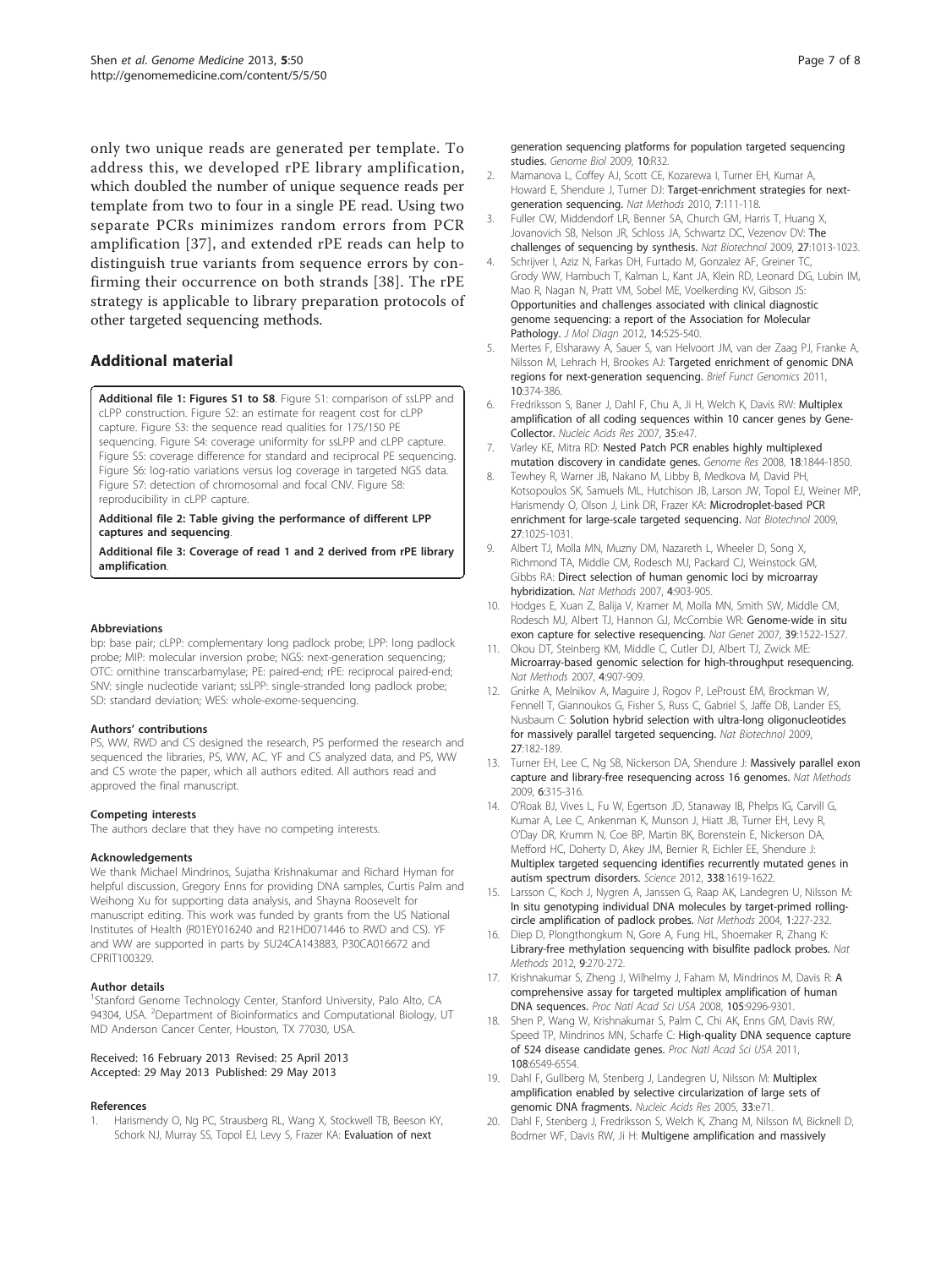only two unique reads are generated per template. To address this, we developed rPE library amplification, which doubled the number of unique sequence reads per template from two to four in a single PE read. Using two separate PCRs minimizes random errors from PCR amplification [37], and extended rPE reads can help to distinguish true variants from sequence errors by confirming their occurrence on both strands [38]. The rPE strategy is applicable to library preparation protocols of other targeted sequencing methods.

## Additional material

**Additional file 1: Figures S1 to S8**. Figure S1: comparison of ssLPP and cLPP construction. Figure S2: an estimate for reagent cost for cLPP capture. Figure S3: the sequence read qualities for 175/150 PE sequencing. Figure S4: coverage uniformity for ssLPP and cLPP capture. Figure S5: coverage difference for standard and reciprocal PE sequencing. Figure S6: log-ratio variations versus log coverage in targeted NGS data. Figure S7: detection of chromosomal and focal CNV. Figure S8: reproducibility in cLPP capture.

**Additional file 2: Table giving the performance of different LPP captures and sequencing**.

**Additional file 3: Coverage of read 1 and 2 derived from rPE library amplification**.

#### Abbreviations

bp: base pair; cLPP: complementary long padlock probe; LPP: long padlock probe; MIP: molecular inversion probe; NGS: next-generation sequencing; OTC: ornithine transcarbamylase; PE: paired-end; rPE: reciprocal paired-end; SNV: single nucleotide variant; ssLPP: single-stranded long padlock probe; SD: standard deviation; WES: whole-exome-sequencing.

#### Authors' contributions

PS, WW, RWD and CS designed the research, PS performed the research and sequenced the libraries, PS, WW, AC, YF and CS analyzed data, and PS, WW and CS wrote the paper, which all authors edited. All authors read and approved the final manuscript.

#### Competing interests

The authors declare that they have no competing interests.

#### Acknowledgements

We thank Michael Mindrinos, Sujatha Krishnakumar and Richard Hyman for helpful discussion, Gregory Enns for providing DNA samples, Curtis Palm and Weihong Xu for supporting data analysis, and Shayna Roosevelt for manuscript editing. This work was funded by grants from the US National Institutes of Health (R01EY016240 and R21HD071446 to RWD and CS). YF and WW are supported in parts by 5U24CA143883, P30CA016672 and CPRIT100329.

#### Author details

[1]Stanford Genome Technology Center, Stanford University, Palo Alto, CA 94304, USA. [2]Department of Bioinformatics and Computational Biology, UT MD Anderson Cancer Center, Houston, TX 77030, USA.

Received: 16 February 2013 Revised: 25 April 2013
Accepted: 29 May 2013 Published: 29 May 2013

#### References

1. Harismendy O, Ng PC, Strausberg RL, Wang X, Stockwell TB, Beeson KY, Schork NJ, Murray SS, Topol EJ, Levy S, Frazer KA: **Evaluation of next generation sequencing platforms for population targeted sequencing studies.** *Genome Biol* 2009, **10**:R32.
2. Mamanova L, Coffey AJ, Scott CE, Kozarewa I, Turner EH, Kumar A, Howard E, Shendure J, Turner DJ: **Target-enrichment strategies for next-generation sequencing.** *Nat Methods* 2010, **7**:111-118.
3. Fuller CW, Middendorf LR, Benner SA, Church GM, Harris T, Huang X, Jovanovich SB, Nelson JR, Schloss JA, Schwartz DC, Vezenov DV: **The challenges of sequencing by synthesis.** *Nat Biotechnol* 2009, **27**:1013-1023.
4. Schrijver I, Aziz N, Farkas DH, Furtado M, Gonzalez AF, Greiner TC, Grody WW, Hambuch T, Kalman L, Kant JA, Klein RD, Leonard DG, Lubin IM, Mao R, Nagan N, Pratt VM, Sobel ME, Voelkerding KV, Gibson JS: **Opportunities and challenges associated with clinical diagnostic genome sequencing: a report of the Association for Molecular Pathology.** *J Mol Diagn* 2012, **14**:525-540.
5. Mertes F, Elsharawy A, Sauer S, van Helvoort JM, van der Zaag PJ, Franke A, Nilsson M, Lehrach H, Brookes AJ: **Targeted enrichment of genomic DNA regions for next-generation sequencing.** *Brief Funct Genomics* 2011, **10**:374-386.
6. Fredriksson S, Baner J, Dahl F, Chu A, Ji H, Welch K, Davis RW: **Multiplex amplification of all coding sequences within 10 cancer genes by Gene-Collector.** *Nucleic Acids Res* 2007, **35**:e47.
7. Varley KE, Mitra RD: **Nested Patch PCR enables highly multiplexed mutation discovery in candidate genes.** *Genome Res* 2008, **18**:1844-1850.
8. Tewhey R, Warner JB, Nakano M, Libby B, Medkova M, David PH, Kotsopoulos SK, Samuels ML, Hutchison JB, Larson JW, Topol EJ, Weiner MP, Harismendy O, Olson J, Link DR, Frazer KA: **Microdroplet-based PCR enrichment for large-scale targeted sequencing.** *Nat Biotechnol* 2009, **27**:1025-1031.
9. Albert TJ, Molla MN, Muzny DM, Nazareth L, Wheeler D, Song X, Richmond TA, Middle CM, Rodesch MJ, Packard CJ, Weinstock GM, Gibbs RA: **Direct selection of human genomic loci by microarray hybridization.** *Nat Methods* 2007, **4**:903-905.
10. Hodges E, Xuan Z, Balija V, Kramer M, Molla MN, Smith SW, Middle CM, Rodesch MJ, Albert TJ, Hannon GJ, McCombie WR: **Genome-wide in situ exon capture for selective resequencing.** *Nat Genet* 2007, **39**:1522-1527.
11. Okou DT, Steinberg KM, Middle C, Cutler DJ, Albert TJ, Zwick ME: **Microarray-based genomic selection for high-throughput resequencing.** *Nat Methods* 2007, **4**:907-909.
12. Gnirke A, Melnikov A, Maguire J, Rogov P, LeProust EM, Brockman W, Fennell T, Giannoukos G, Fisher S, Russ C, Gabriel S, Jaffe DB, Lander ES, Nusbaum C: **Solution hybrid selection with ultra-long oligonucleotides for massively parallel targeted sequencing.** *Nat Biotechnol* 2009, **27**:182-189.
13. Turner EH, Lee C, Ng SB, Nickerson DA, Shendure J: **Massively parallel exon capture and library-free resequencing across 16 genomes.** *Nat Methods* 2009, **6**:315-316.
14. O'Roak BJ, Vives L, Fu W, Egertson JD, Stanaway IB, Phelps IG, Carvill G, Kumar A, Lee C, Ankenman K, Munson J, Hiatt JB, Turner EH, Levy R, O'Day DR, Krumm N, Coe BP, Martin BK, Borenstein E, Nickerson DA, Mefford HC, Doherty D, Akey JM, Bernier R, Eichler EE, Shendure J: **Multiplex targeted sequencing identifies recurrently mutated genes in autism spectrum disorders.** *Science* 2012, **338**:1619-1622.
15. Larsson C, Koch J, Nygren A, Janssen G, Raap AK, Landegren U, Nilsson M: **In situ genotyping individual DNA molecules by target-primed rolling-circle amplification of padlock probes.** *Nat Methods* 2004, **1**:227-232.
16. Diep D, Plongthongkum N, Gore A, Fung HL, Shoemaker R, Zhang K: **Library-free methylation sequencing with bisulfite padlock probes.** *Nat Methods* 2012, **9**:270-272.
17. Krishnakumar S, Zheng J, Wilhelmy J, Faham M, Mindrinos M, Davis R: **A comprehensive assay for targeted multiplex amplification of human DNA sequences.** *Proc Natl Acad Sci USA* 2008, **105**:9296-9301.
18. Shen P, Wang W, Krishnakumar S, Palm C, Chi AK, Enns GM, Davis RW, Speed TP, Mindrinos MN, Scharfe C: **High-quality DNA sequence capture of 524 disease candidate genes.** *Proc Natl Acad Sci USA* 2011, **108**:6549-6554.
19. Dahl F, Gullberg M, Stenberg J, Landegren U, Nilsson M: **Multiplex amplification enabled by selective circularization of large sets of genomic DNA fragments.** *Nucleic Acids Res* 2005, **33**:e71.
20. Dahl F, Stenberg J, Fredriksson S, Welch K, Zhang M, Nilsson M, Bicknell D, Bodmer WF, Davis RW, Ji H: **Multigene amplification and massively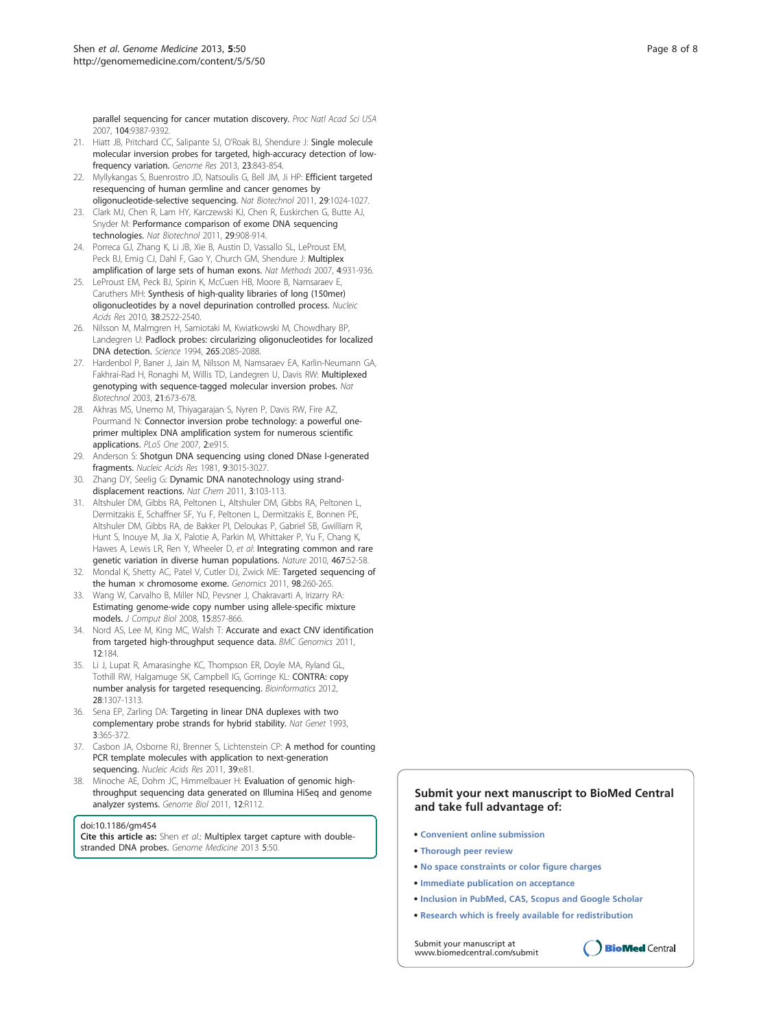parallel sequencing for cancer mutation discovery. *Proc Natl Acad Sci USA* 2007, **104**:9387-9392.

21. Hiatt JB, Pritchard CC, Salipante SJ, O'Roak BJ, Shendure J: **Single molecule molecular inversion probes for targeted, high-accuracy detection of low-frequency variation.** *Genome Res* 2013, **23**:843-854.
22. Myllykangas S, Buenrostro JD, Natsoulis G, Bell JM, Ji HP: **Efficient targeted resequencing of human germline and cancer genomes by oligonucleotide-selective sequencing.** *Nat Biotechnol* 2011, **29**:1024-1027.
23. Clark MJ, Chen R, Lam HY, Karczewski KJ, Chen R, Euskirchen G, Butte AJ, Snyder M: **Performance comparison of exome DNA sequencing technologies.** *Nat Biotechnol* 2011, **29**:908-914.
24. Porreca GJ, Zhang K, Li JB, Xie B, Austin D, Vassallo SL, LeProust EM, Peck BJ, Emig CJ, Dahl F, Gao Y, Church GM, Shendure J: **Multiplex amplification of large sets of human exons.** *Nat Methods* 2007, **4**:931-936.
25. LeProust EM, Peck BJ, Spirin K, McCuen HB, Moore B, Namsaraev E, Caruthers MH: **Synthesis of high-quality libraries of long (150mer) oligonucleotides by a novel depurination controlled process.** *Nucleic Acids Res* 2010, **38**:2522-2540.
26. Nilsson M, Malmgren H, Samiotaki M, Kwiatkowski M, Chowdhary BP, Landegren U: **Padlock probes: circularizing oligonucleotides for localized DNA detection.** *Science* 1994, **265**:2085-2088.
27. Hardenbol P, Baner J, Jain M, Nilsson M, Namsaraev EA, Karlin-Neumann GA, Fakhrai-Rad H, Ronaghi M, Willis TD, Landegren U, Davis RW: **Multiplexed genotyping with sequence-tagged molecular inversion probes.** *Nat Biotechnol* 2003, **21**:673-678.
28. Akhras MS, Unemo M, Thiyagarajan S, Nyren P, Davis RW, Fire AZ, Pourmand N: **Connector inversion probe technology: a powerful one-primer multiplex DNA amplification system for numerous scientific applications.** *PLoS One* 2007, **2**:e915.
29. Anderson S: **Shotgun DNA sequencing using cloned DNase I-generated fragments.** *Nucleic Acids Res* 1981, **9**:3015-3027.
30. Zhang DY, Seelig G: **Dynamic DNA nanotechnology using strand-displacement reactions.** *Nat Chem* 2011, **3**:103-113.
31. Altshuler DM, Gibbs RA, Peltonen L, Altshuler DM, Gibbs RA, Peltonen L, Dermitzakis E, Schaffner SF, Yu F, Peltonen L, Dermitzakis E, Bonnen PE, Altshuler DM, Gibbs RA, de Bakker PI, Deloukas P, Gabriel SB, Gwilliam R, Hunt S, Inouye M, Jia X, Palotie A, Parkin M, Whittaker P, Yu F, Chang K, Hawes A, Lewis LR, Ren Y, Wheeler D, *et al*: **Integrating common and rare genetic variation in diverse human populations.** *Nature* 2010, **467**:52-58.
32. Mondal K, Shetty AC, Patel V, Cutler DJ, Zwick ME: **Targeted sequencing of the human × chromosome exome.** *Genomics* 2011, **98**:260-265.
33. Wang W, Carvalho B, Miller ND, Pevsner J, Chakravarti A, Irizarry RA: **Estimating genome-wide copy number using allele-specific mixture models.** *J Comput Biol* 2008, **15**:857-866.
34. Nord AS, Lee M, King MC, Walsh T: **Accurate and exact CNV identification from targeted high-throughput sequence data.** *BMC Genomics* 2011, **12**:184.
35. Li J, Lupat R, Amarasinghe KC, Thompson ER, Doyle MA, Ryland GL, Tothill RW, Halgamuge SK, Campbell IG, Gorringe KL: **CONTRA: copy number analysis for targeted resequencing.** *Bioinformatics* 2012, **28**:1307-1313.
36. Sena EP, Zarling DA: **Targeting in linear DNA duplexes with two complementary probe strands for hybrid stability.** *Nat Genet* 1993, **3**:365-372.
37. Casbon JA, Osborne RJ, Brenner S, Lichtenstein CP: **A method for counting PCR template molecules with application to next-generation sequencing.** *Nucleic Acids Res* 2011, **39**:e81.
38. Minoche AE, Dohm JC, Himmelbauer H: **Evaluation of genomic high-throughput sequencing data generated on Illumina HiSeq and genome analyzer systems.** *Genome Biol* 2011, **12**:R112.

doi:10.1186/gm454
**Cite this article as:** Shen *et al.*: Multiplex target capture with double-stranded DNA probes. *Genome Medicine* 2013 **5**:50.

**Submit your next manuscript to BioMed Central and take full advantage of:**

- **Convenient online submission**
- **Thorough peer review**
- **No space constraints or color figure charges**
- **Immediate publication on acceptance**
- **Inclusion in PubMed, CAS, Scopus and Google Scholar**
- **Research which is freely available for redistribution**

Submit your manuscript at
www.biomedcentral.com/submit

BioMed Central